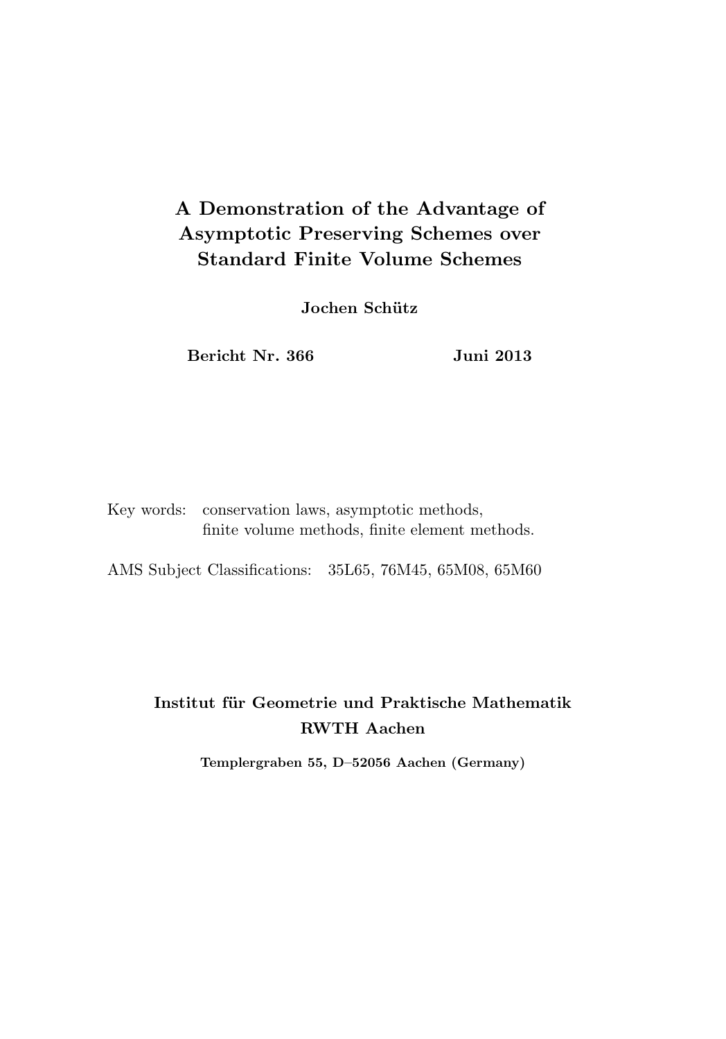# A Demonstration of the Advantage of Asymptotic Preserving Schemes over Standard Finite Volume Schemes

**Jochen Schütz**

**Bericht Nr. 366** **Juni 2013**

Key words: conservation laws, asymptotic methods, finite volume methods, finite element methods.

AMS Subject Classifications: 35L65, 76M45, 65M08, 65M60

**Institut für Geometrie und Praktische Mathematik**
**RWTH Aachen**

**Templergraben 55, D–52056 Aachen (Germany)**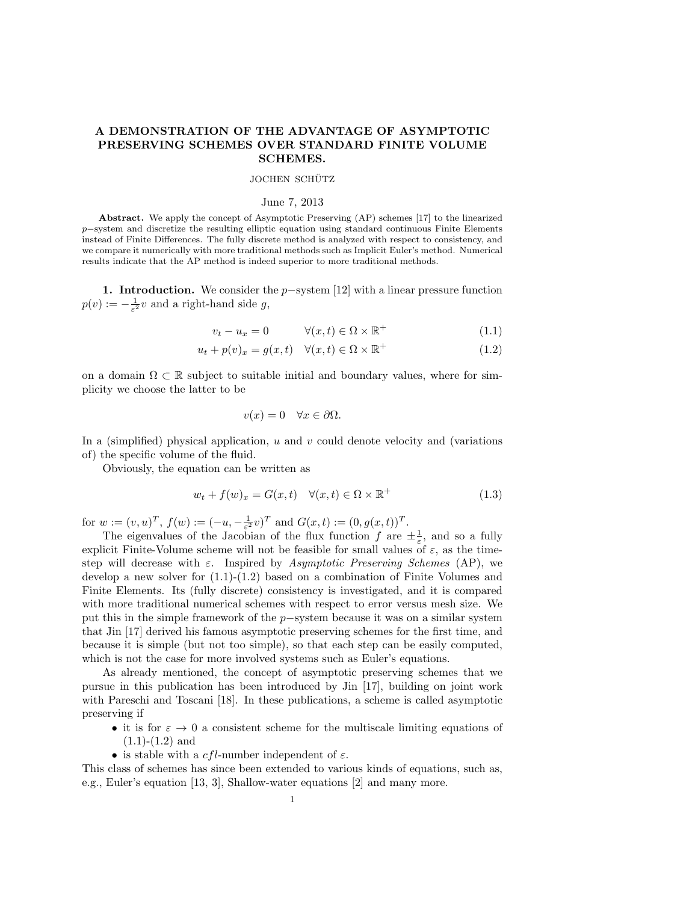# A DEMONSTRATION OF THE ADVANTAGE OF ASYMPTOTIC PRESERVING SCHEMES OVER STANDARD FINITE VOLUME SCHEMES.

JOCHEN SCHÜTZ

June 7, 2013

**Abstract.** We apply the concept of Asymptotic Preserving (AP) schemes [17] to the linearized $p-$system and discretize the resulting elliptic equation using standard continuous Finite Elements instead of Finite Differences. The fully discrete method is analyzed with respect to consistency, and we compare it numerically with more traditional methods such as Implicit Euler's method. Numerical results indicate that the AP method is indeed superior to more traditional methods.

**1. Introduction.** We consider the $p-$system [12] with a linear pressure function $p(v) := -\frac{1}{\varepsilon^2}v$ and a right-hand side $g$,

$$v_t - u_x = 0 \qquad \forall (x,t) \in \Omega \times \mathbb{R}^+ \tag{1.1}$$

$$u_t + p(v)_x = g(x,t) \quad \forall (x,t) \in \Omega \times \mathbb{R}^+ \tag{1.2}$$

on a domain $\Omega \subset \mathbb{R}$ subject to suitable initial and boundary values, where for simplicity we choose the latter to be

$$v(x) = 0 \quad \forall x \in \partial\Omega.$$

In a (simplified) physical application, $u$ and $v$ could denote velocity and (variations of) the specific volume of the fluid.

Obviously, the equation can be written as

$$w_t + f(w)_x = G(x,t) \quad \forall (x,t) \in \Omega \times \mathbb{R}^+ \tag{1.3}$$

for $w := (v,u)^T$, $f(w) := (-u, -\frac{1}{\varepsilon^2}v)^T$ and $G(x,t) := (0, g(x,t))^T$.

The eigenvalues of the Jacobian of the flux function $f$ are $\pm\frac{1}{\varepsilon}$, and so a fully explicit Finite-Volume scheme will not be feasible for small values of $\varepsilon$, as the time-step will decrease with $\varepsilon$. Inspired by *Asymptotic Preserving Schemes* (AP), we develop a new solver for (1.1)-(1.2) based on a combination of Finite Volumes and Finite Elements. Its (fully discrete) consistency is investigated, and it is compared with more traditional numerical schemes with respect to error versus mesh size. We put this in the simple framework of the $p-$system because it was on a similar system that Jin [17] derived his famous asymptotic preserving schemes for the first time, and because it is simple (but not too simple), so that each step can be easily computed, which is not the case for more involved systems such as Euler's equations.

As already mentioned, the concept of asymptotic preserving schemes that we pursue in this publication has been introduced by Jin [17], building on joint work with Pareschi and Toscani [18]. In these publications, a scheme is called asymptotic preserving if

- it is for $\varepsilon \to 0$ a consistent scheme for the multiscale limiting equations of (1.1)-(1.2) and
- is stable with a $cfl$-number independent of $\varepsilon$.

This class of schemes has since been extended to various kinds of equations, such as, e.g., Euler's equation [13, 3], Shallow-water equations [2] and many more.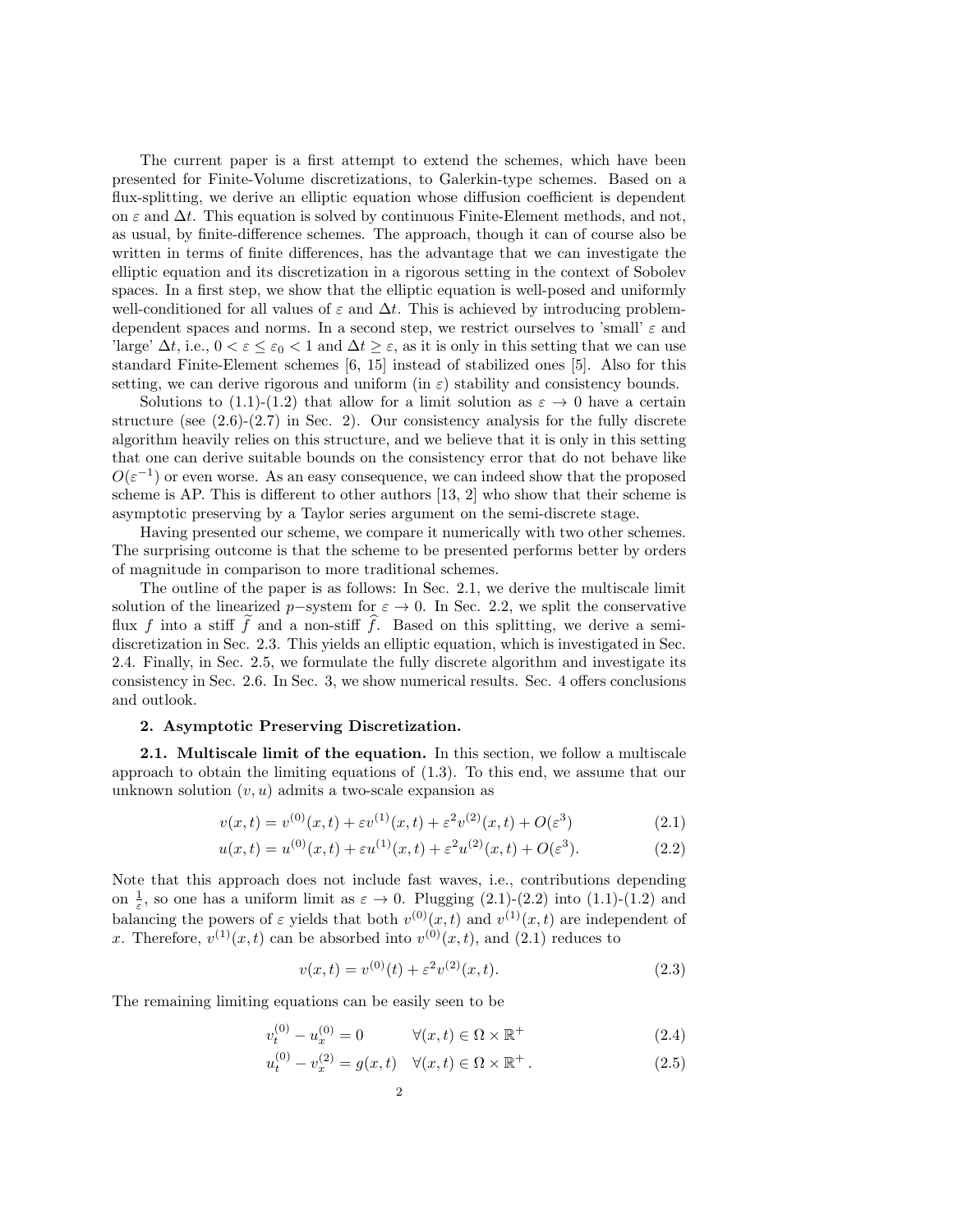The current paper is a first attempt to extend the schemes, which have been presented for Finite-Volume discretizations, to Galerkin-type schemes. Based on a flux-splitting, we derive an elliptic equation whose diffusion coefficient is dependent on $\varepsilon$ and $\Delta t$. This equation is solved by continuous Finite-Element methods, and not, as usual, by finite-difference schemes. The approach, though it can of course also be written in terms of finite differences, has the advantage that we can investigate the elliptic equation and its discretization in a rigorous setting in the context of Sobolev spaces. In a first step, we show that the elliptic equation is well-posed and uniformly well-conditioned for all values of $\varepsilon$ and $\Delta t$. This is achieved by introducing problem-dependent spaces and norms. In a second step, we restrict ourselves to 'small' $\varepsilon$ and 'large' $\Delta t$, i.e., $0 < \varepsilon \leq \varepsilon_0 < 1$ and $\Delta t \geq \varepsilon$, as it is only in this setting that we can use standard Finite-Element schemes [6, 15] instead of stabilized ones [5]. Also for this setting, we can derive rigorous and uniform (in $\varepsilon$) stability and consistency bounds.

Solutions to (1.1)-(1.2) that allow for a limit solution as $\varepsilon \to 0$ have a certain structure (see (2.6)-(2.7) in Sec. 2). Our consistency analysis for the fully discrete algorithm heavily relies on this structure, and we believe that it is only in this setting that one can derive suitable bounds on the consistency error that do not behave like $O(\varepsilon^{-1})$ or even worse. As an easy consequence, we can indeed show that the proposed scheme is AP. This is different to other authors [13, 2] who show that their scheme is asymptotic preserving by a Taylor series argument on the semi-discrete stage.

Having presented our scheme, we compare it numerically with two other schemes. The surprising outcome is that the scheme to be presented performs better by orders of magnitude in comparison to more traditional schemes.

The outline of the paper is as follows: In Sec. 2.1, we derive the multiscale limit solution of the linearized $p-$system for $\varepsilon \to 0$. In Sec. 2.2, we split the conservative flux $f$ into a stiff $\widetilde{f}$ and a non-stiff $\widehat{f}$. Based on this splitting, we derive a semi-discretization in Sec. 2.3. This yields an elliptic equation, which is investigated in Sec. 2.4. Finally, in Sec. 2.5, we formulate the fully discrete algorithm and investigate its consistency in Sec. 2.6. In Sec. 3, we show numerical results. Sec. 4 offers conclusions and outlook.

## 2. Asymptotic Preserving Discretization.

**2.1. Multiscale limit of the equation.** In this section, we follow a multiscale approach to obtain the limiting equations of (1.3). To this end, we assume that our unknown solution $(v, u)$ admits a two-scale expansion as

$$v(x,t) = v^{(0)}(x,t) + \varepsilon v^{(1)}(x,t) + \varepsilon^2 v^{(2)}(x,t) + O(\varepsilon^3) \tag{2.1}$$

$$u(x,t) = u^{(0)}(x,t) + \varepsilon u^{(1)}(x,t) + \varepsilon^2 u^{(2)}(x,t) + O(\varepsilon^3). \tag{2.2}$$

Note that this approach does not include fast waves, i.e., contributions depending on $\frac{1}{\varepsilon}$, so one has a uniform limit as $\varepsilon \to 0$. Plugging (2.1)-(2.2) into (1.1)-(1.2) and balancing the powers of $\varepsilon$ yields that both $v^{(0)}(x,t)$ and $v^{(1)}(x,t)$ are independent of $x$. Therefore, $v^{(1)}(x,t)$ can be absorbed into $v^{(0)}(x,t)$, and (2.1) reduces to

$$v(x,t) = v^{(0)}(t) + \varepsilon^2 v^{(2)}(x,t). \tag{2.3}$$

The remaining limiting equations can be easily seen to be

$$v_t^{(0)} - u_x^{(0)} = 0 \qquad \forall (x,t) \in \Omega \times \mathbb{R}^+ \tag{2.4}$$

$$u_t^{(0)} - v_x^{(2)} = g(x,t) \quad \forall (x,t) \in \Omega \times \mathbb{R}^+ \,. \tag{2.5}$$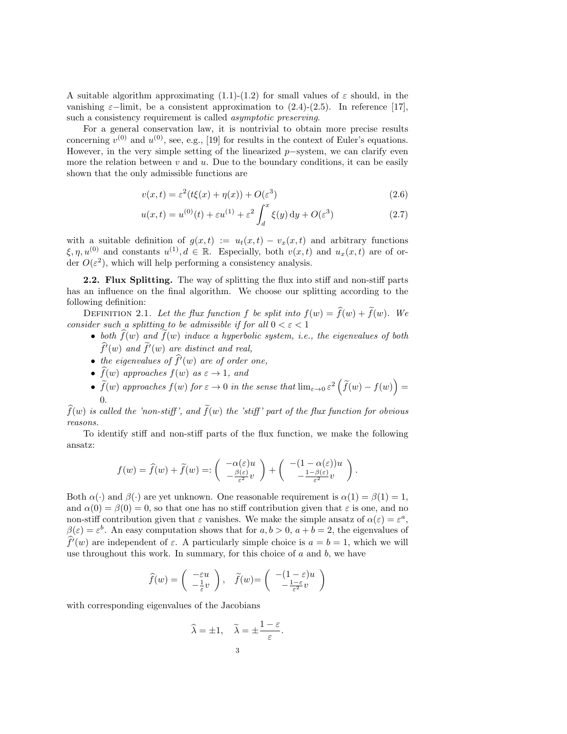A suitable algorithm approximating (1.1)-(1.2) for small values of $\varepsilon$ should, in the vanishing $\varepsilon-$limit, be a consistent approximation to (2.4)-(2.5). In reference [17], such a consistency requirement is called *asymptotic preserving*.

For a general conservation law, it is nontrivial to obtain more precise results concerning $v^{(0)}$ and $u^{(0)}$, see, e.g., [19] for results in the context of Euler's equations. However, in the very simple setting of the linearized $p-$system, we can clarify even more the relation between $v$ and $u$. Due to the boundary conditions, it can be easily shown that the only admissible functions are

$$v(x,t) = \varepsilon^2(t\xi(x) + \eta(x)) + O(\varepsilon^3) \tag{2.6}$$

$$u(x,t) = u^{(0)}(t) + \varepsilon u^{(1)} + \varepsilon^2 \int_d^x \xi(y)\,\mathrm{d}y + O(\varepsilon^3) \tag{2.7}$$

with a suitable definition of $g(x,t) := u_t(x,t) - v_x(x,t)$ and arbitrary functions $\xi, \eta, u^{(0)}$ and constants $u^{(1)}, d \in \mathbb{R}$. Especially, both $v(x,t)$ and $u_x(x,t)$ are of order $O(\varepsilon^2)$, which will help performing a consistency analysis.

**2.2. Flux Splitting.** The way of splitting the flux into stiff and non-stiff parts has an influence on the final algorithm. We choose our splitting according to the following definition:

Definition 2.1. *Let the flux function $f$ be split into $f(w) = \widehat{f}(w) + \widetilde{f}(w)$. We consider such a splitting to be admissible if for all $0 < \varepsilon < 1$*

- *both $\widehat{f}(w)$ and $\widetilde{f}(w)$ induce a hyperbolic system, i.e., the eigenvalues of both $\widehat{f}'(w)$ and $\widetilde{f}'(w)$ are distinct and real,*
- *the eigenvalues of $\widehat{f}'(w)$ are of order one,*
- *$\widehat{f}(w)$ approaches $f(w)$ as $\varepsilon \to 1$, and*
- *$\widetilde{f}(w)$ approaches $f(w)$ for $\varepsilon \to 0$ in the sense that $\lim_{\varepsilon\to 0} \varepsilon^2 \left(\widetilde{f}(w) - f(w)\right) = 0$.*

*$\widehat{f}(w)$ is called the 'non-stiff', and $\widetilde{f}(w)$ the 'stiff' part of the flux function for obvious reasons.*

To identify stiff and non-stiff parts of the flux function, we make the following ansatz:

$$f(w) = \widehat{f}(w) + \widetilde{f}(w) =: \begin{pmatrix} -\alpha(\varepsilon)u \\ -\frac{\beta(\varepsilon)}{\varepsilon^2}v \end{pmatrix} + \begin{pmatrix} -(1-\alpha(\varepsilon))u \\ -\frac{1-\beta(\varepsilon)}{\varepsilon^2}v \end{pmatrix}.$$

Both $\alpha(\cdot)$ and $\beta(\cdot)$ are yet unknown. One reasonable requirement is $\alpha(1) = \beta(1) = 1$, and $\alpha(0) = \beta(0) = 0$, so that one has no stiff contribution given that $\varepsilon$ is one, and no non-stiff contribution given that $\varepsilon$ vanishes. We make the simple ansatz of $\alpha(\varepsilon) = \varepsilon^a$, $\beta(\varepsilon) = \varepsilon^b$. An easy computation shows that for $a, b > 0$, $a + b = 2$, the eigenvalues of $\widehat{f}'(w)$ are independent of $\varepsilon$. A particularly simple choice is $a = b = 1$, which we will use throughout this work. In summary, for this choice of $a$ and $b$, we have

$$\widehat{f}(w) = \begin{pmatrix} -\varepsilon u \\ -\frac{1}{\varepsilon}v \end{pmatrix}, \quad \widetilde{f}(w) = \begin{pmatrix} -(1-\varepsilon)u \\ -\frac{1-\varepsilon}{\varepsilon^2}v \end{pmatrix}$$

with corresponding eigenvalues of the Jacobians

$$\widehat{\lambda} = \pm 1, \quad \widetilde{\lambda} = \pm\frac{1-\varepsilon}{\varepsilon}.$$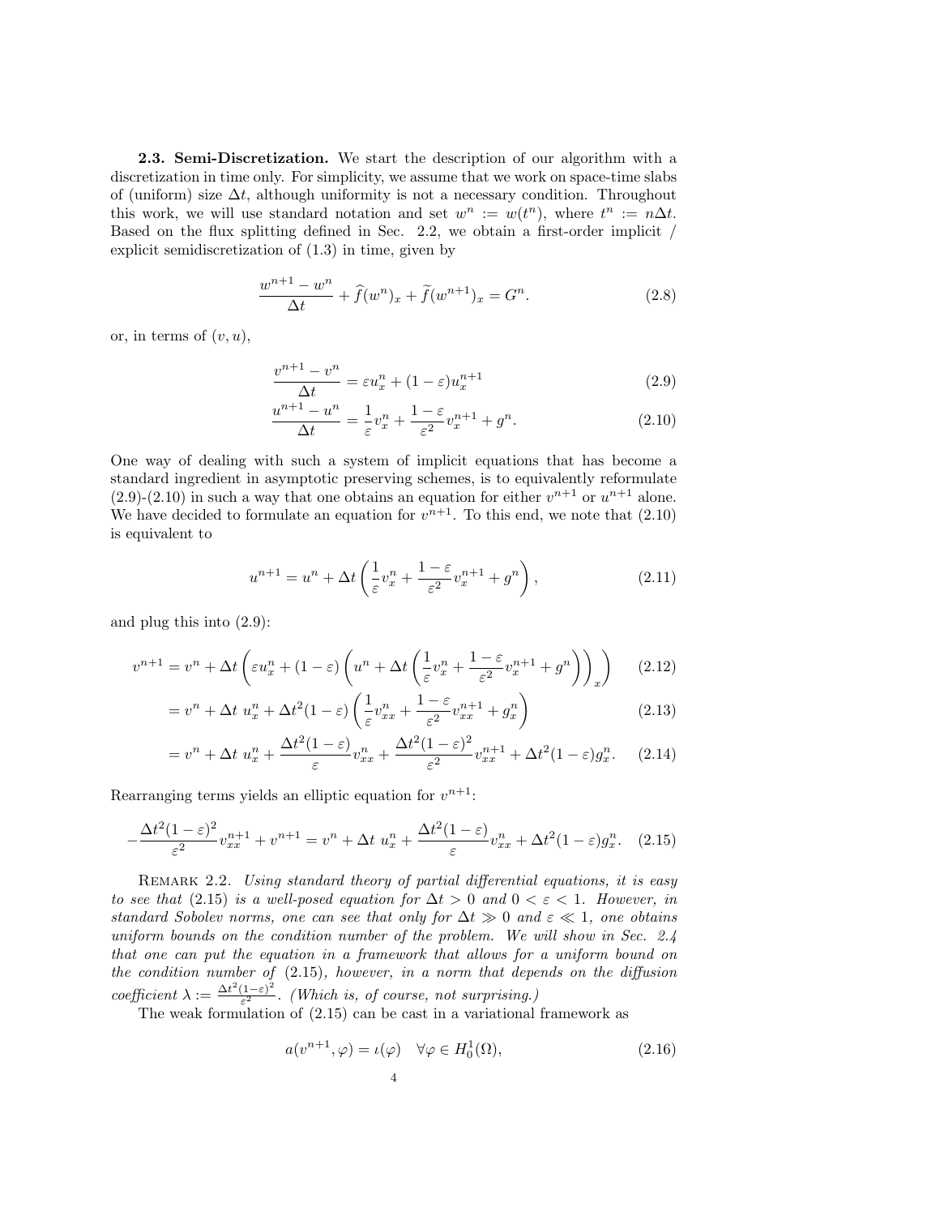**2.3. Semi-Discretization.** We start the description of our algorithm with a discretization in time only. For simplicity, we assume that we work on space-time slabs of (uniform) size $\Delta t$, although uniformity is not a necessary condition. Throughout this work, we will use standard notation and set $w^n := w(t^n)$, where $t^n := n\Delta t$. Based on the flux splitting defined in Sec. 2.2, we obtain a first-order implicit / explicit semidiscretization of (1.3) in time, given by

$$\frac{w^{n+1} - w^n}{\Delta t} + \widehat{f}(w^n)_x + \widetilde{f}(w^{n+1})_x = G^n. \tag{2.8}$$

or, in terms of $(v, u)$,

$$\frac{v^{n+1} - v^n}{\Delta t} = \varepsilon u_x^n + (1 - \varepsilon) u_x^{n+1} \tag{2.9}$$

$$\frac{u^{n+1} - u^n}{\Delta t} = \frac{1}{\varepsilon} v_x^n + \frac{1 - \varepsilon}{\varepsilon^2} v_x^{n+1} + g^n. \tag{2.10}$$

One way of dealing with such a system of implicit equations that has become a standard ingredient in asymptotic preserving schemes, is to equivalently reformulate (2.9)-(2.10) in such a way that one obtains an equation for either $v^{n+1}$ or $u^{n+1}$ alone. We have decided to formulate an equation for $v^{n+1}$. To this end, we note that (2.10) is equivalent to

$$u^{n+1} = u^n + \Delta t \left( \frac{1}{\varepsilon} v_x^n + \frac{1 - \varepsilon}{\varepsilon^2} v_x^{n+1} + g^n \right), \tag{2.11}$$

and plug this into (2.9):

$$v^{n+1} = v^n + \Delta t \left( \varepsilon u_x^n + (1 - \varepsilon) \left( u^n + \Delta t \left( \frac{1}{\varepsilon} v_x^n + \frac{1 - \varepsilon}{\varepsilon^2} v_x^{n+1} + g^n \right) \right)_x \right) \tag{2.12}$$

$$= v^n + \Delta t \; u_x^n + \Delta t^2 (1 - \varepsilon) \left( \frac{1}{\varepsilon} v_{xx}^n + \frac{1 - \varepsilon}{\varepsilon^2} v_{xx}^{n+1} + g_x^n \right) \tag{2.13}$$

$$= v^n + \Delta t \; u_x^n + \frac{\Delta t^2 (1 - \varepsilon)}{\varepsilon} v_{xx}^n + \frac{\Delta t^2 (1 - \varepsilon)^2}{\varepsilon^2} v_{xx}^{n+1} + \Delta t^2 (1 - \varepsilon) g_x^n. \tag{2.14}$$

Rearranging terms yields an elliptic equation for $v^{n+1}$:

$$-\frac{\Delta t^2 (1 - \varepsilon)^2}{\varepsilon^2} v_{xx}^{n+1} + v^{n+1} = v^n + \Delta t \; u_x^n + \frac{\Delta t^2 (1 - \varepsilon)}{\varepsilon} v_{xx}^n + \Delta t^2 (1 - \varepsilon) g_x^n. \tag{2.15}$$

Remark 2.2. *Using standard theory of partial differential equations, it is easy to see that (2.15) is a well-posed equation for $\Delta t > 0$ and $0 < \varepsilon < 1$. However, in standard Sobolev norms, one can see that only for $\Delta t \gg 0$ and $\varepsilon \ll 1$, one obtains uniform bounds on the condition number of the problem. We will show in Sec. 2.4 that one can put the equation in a framework that allows for a uniform bound on the condition number of (2.15), however, in a norm that depends on the diffusion coefficient $\lambda := \frac{\Delta t^2 (1-\varepsilon)^2}{\varepsilon^2}$. (Which is, of course, not surprising.)*

The weak formulation of (2.15) can be cast in a variational framework as

$$a(v^{n+1}, \varphi) = \iota(\varphi) \quad \forall \varphi \in H_0^1(\Omega), \tag{2.16}$$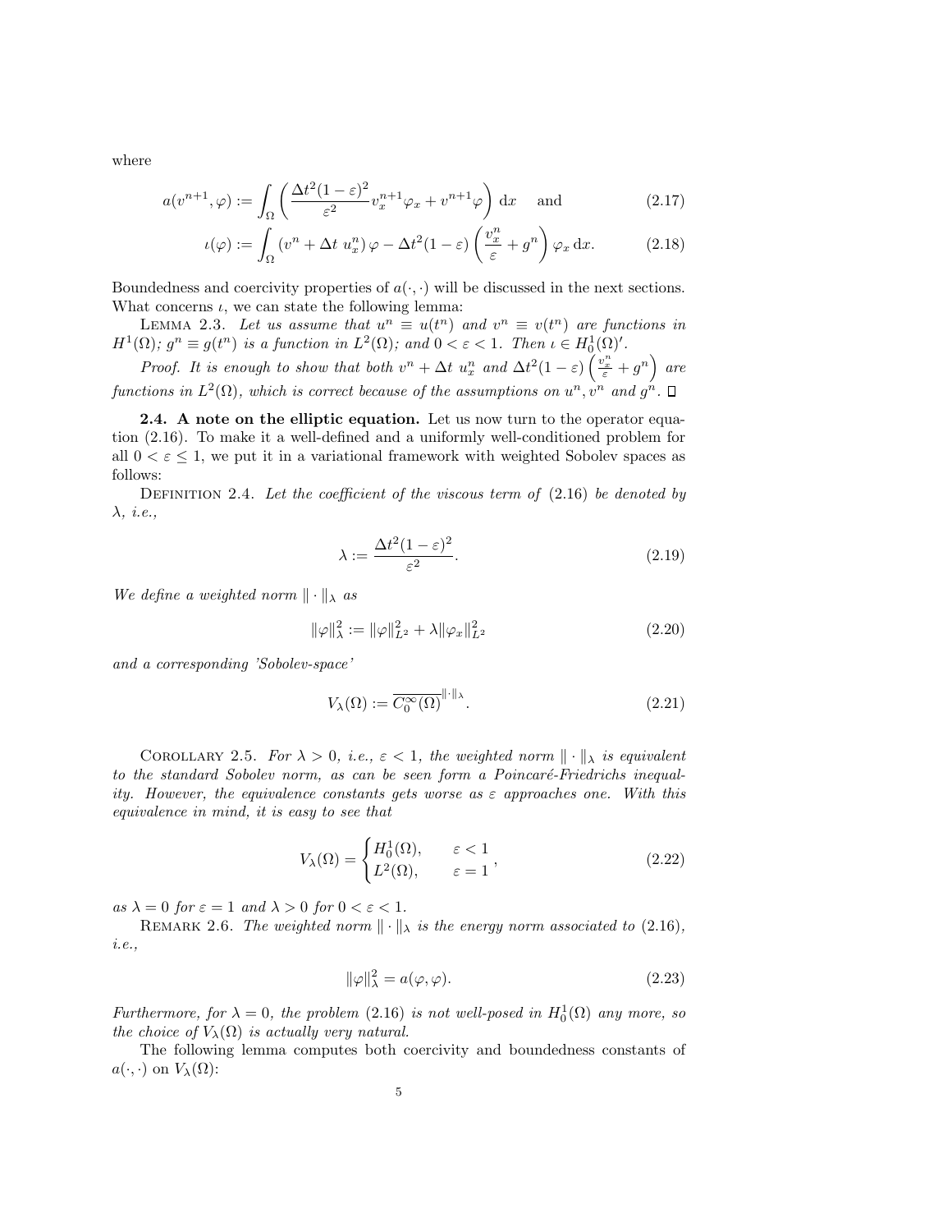where

$$a(v^{n+1}, \varphi) := \int_\Omega \left( \frac{\Delta t^2 (1-\varepsilon)^2}{\varepsilon^2} v_x^{n+1} \varphi_x + v^{n+1} \varphi \right) \mathrm{d}x \quad \text{and} \tag{2.17}$$

$$\iota(\varphi) := \int_\Omega \left( v^n + \Delta t \; u_x^n \right) \varphi - \Delta t^2 (1-\varepsilon) \left( \frac{v_x^n}{\varepsilon} + g^n \right) \varphi_x \, \mathrm{d}x. \tag{2.18}$$

Boundedness and coercivity properties of $a(\cdot,\cdot)$ will be discussed in the next sections. What concerns $\iota$, we can state the following lemma:

LEMMA 2.3. *Let us assume that $u^n \equiv u(t^n)$ and $v^n \equiv v(t^n)$ are functions in $H^1(\Omega)$; $g^n \equiv g(t^n)$ is a function in $L^2(\Omega)$; and $0 < \varepsilon < 1$. Then $\iota \in H_0^1(\Omega)'$.*

*Proof.* It is enough to show that both $v^n + \Delta t \; u_x^n$ and $\Delta t^2(1-\varepsilon)\left(\frac{v_x^n}{\varepsilon} + g^n\right)$ are functions in $L^2(\Omega)$, which is correct because of the assumptions on $u^n, v^n$ and $g^n$. $\square$

**2.4. A note on the elliptic equation.** Let us now turn to the operator equation (2.16). To make it a well-defined and a uniformly well-conditioned problem for all $0 < \varepsilon \leq 1$, we put it in a variational framework with weighted Sobolev spaces as follows:

DEFINITION 2.4. *Let the coefficient of the viscous term of (2.16) be denoted by $\lambda$, i.e.,*

$$\lambda := \frac{\Delta t^2 (1-\varepsilon)^2}{\varepsilon^2}. \tag{2.19}$$

*We define a weighted norm $\|\cdot\|_\lambda$ as*

$$\|\varphi\|_\lambda^2 := \|\varphi\|_{L^2}^2 + \lambda \|\varphi_x\|_{L^2}^2 \tag{2.20}$$

*and a corresponding 'Sobolev-space'*

$$V_\lambda(\Omega) := \overline{C_0^\infty(\Omega)}^{\|\cdot\|_\lambda}. \tag{2.21}$$

COROLLARY 2.5. *For $\lambda > 0$, i.e., $\varepsilon < 1$, the weighted norm $\|\cdot\|_\lambda$ is equivalent to the standard Sobolev norm, as can be seen form a Poincaré-Friedrichs inequality. However, the equivalence constants gets worse as $\varepsilon$ approaches one. With this equivalence in mind, it is easy to see that*

$$V_\lambda(\Omega) = \begin{cases} H_0^1(\Omega), & \varepsilon < 1 \\ L^2(\Omega), & \varepsilon = 1 \end{cases}, \tag{2.22}$$

*as $\lambda = 0$ for $\varepsilon = 1$ and $\lambda > 0$ for $0 < \varepsilon < 1$.*

REMARK 2.6. *The weighted norm $\|\cdot\|_\lambda$ is the energy norm associated to (2.16), i.e.,*

$$\|\varphi\|_\lambda^2 = a(\varphi, \varphi). \tag{2.23}$$

*Furthermore, for $\lambda = 0$, the problem (2.16) is not well-posed in $H_0^1(\Omega)$ any more, so the choice of $V_\lambda(\Omega)$ is actually very natural.*

The following lemma computes both coercivity and boundedness constants of $a(\cdot,\cdot)$ on $V_\lambda(\Omega)$: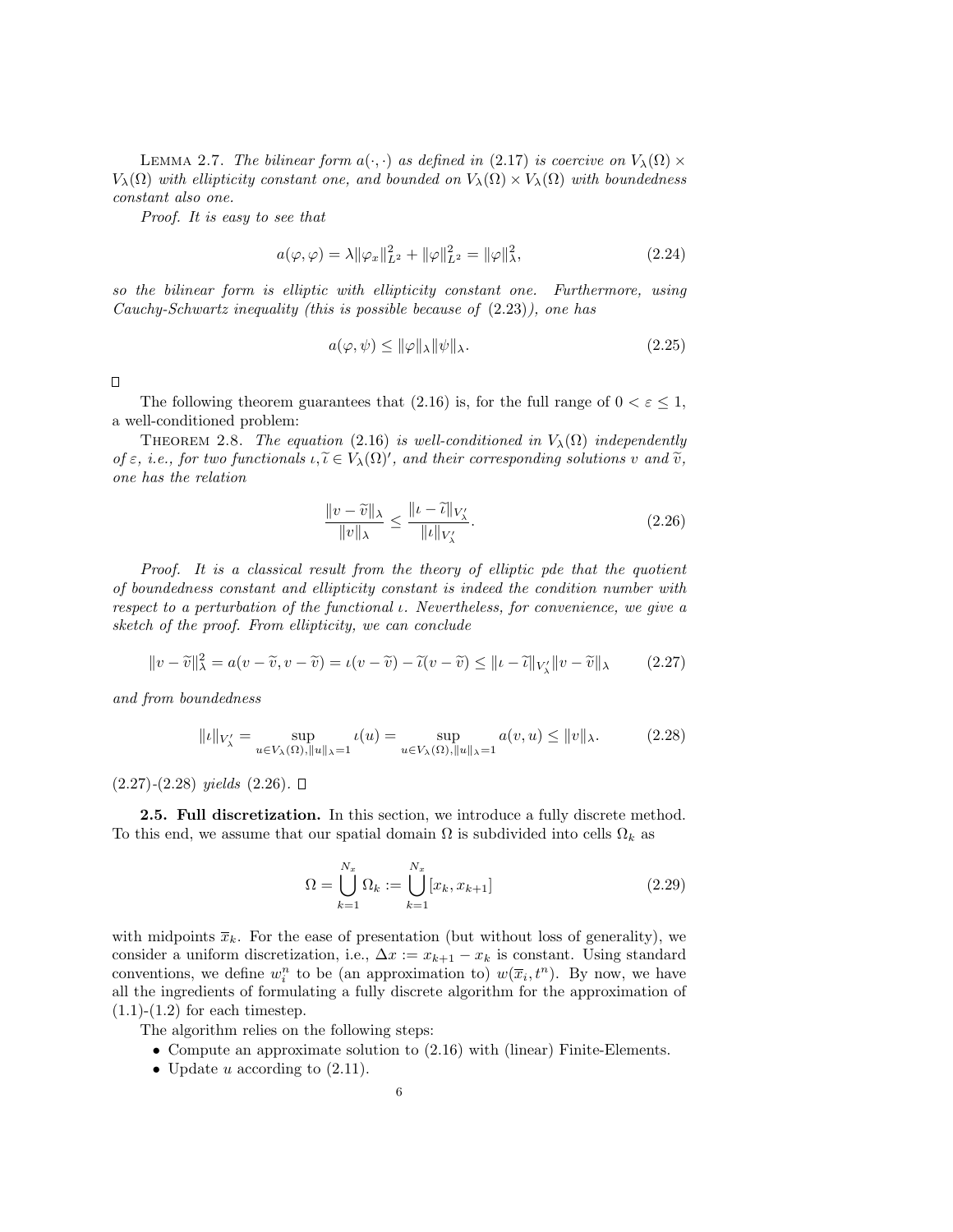LEMMA 2.7. *The bilinear form $a(\cdot,\cdot)$ as defined in (2.17) is coercive on $V_\lambda(\Omega) \times V_\lambda(\Omega)$ with ellipticity constant one, and bounded on $V_\lambda(\Omega) \times V_\lambda(\Omega)$ with boundedness constant also one.*

*Proof.* It is easy to see that

$$a(\varphi, \varphi) = \lambda \|\varphi_x\|_{L^2}^2 + \|\varphi\|_{L^2}^2 = \|\varphi\|_\lambda^2, \tag{2.24}$$

so the bilinear form is elliptic with ellipticity constant one. Furthermore, using Cauchy-Schwartz inequality (this is possible because of (2.23)), one has

$$a(\varphi, \psi) \le \|\varphi\|_\lambda \|\psi\|_\lambda. \tag{2.25}$$

□

The following theorem guarantees that (2.16) is, for the full range of $0 < \varepsilon \le 1$, a well-conditioned problem:

THEOREM 2.8. *The equation (2.16) is well-conditioned in $V_\lambda(\Omega)$ independently of $\varepsilon$, i.e., for two functionals $\iota, \widetilde{\iota} \in V_\lambda(\Omega)'$, and their corresponding solutions $v$ and $\widetilde{v}$, one has the relation*

$$\frac{\|v - \widetilde{v}\|_\lambda}{\|v\|_\lambda} \le \frac{\|\iota - \widetilde{\iota}\|_{V_\lambda'}}{\|\iota\|_{V_\lambda'}}. \tag{2.26}$$

*Proof.* It is a classical result from the theory of elliptic pde that the quotient of boundedness constant and ellipticity constant is indeed the condition number with respect to a perturbation of the functional $\iota$. Nevertheless, for convenience, we give a sketch of the proof. From ellipticity, we can conclude

$$\|v - \widetilde{v}\|_\lambda^2 = a(v - \widetilde{v}, v - \widetilde{v}) = \iota(v - \widetilde{v}) - \widetilde{\iota}(v - \widetilde{v}) \le \|\iota - \widetilde{\iota}\|_{V_\lambda'} \|v - \widetilde{v}\|_\lambda \tag{2.27}$$

and from boundedness

$$\|\iota\|_{V_\lambda'} = \sup_{u \in V_\lambda(\Omega), \|u\|_\lambda = 1} \iota(u) = \sup_{u \in V_\lambda(\Omega), \|u\|_\lambda = 1} a(v, u) \le \|v\|_\lambda. \tag{2.28}$$

(2.27)-(2.28) *yields* (2.26). □

### 2.5. Full discretization.

In this section, we introduce a fully discrete method. To this end, we assume that our spatial domain $\Omega$ is subdivided into cells $\Omega_k$ as

$$\Omega = \bigcup_{k=1}^{N_x} \Omega_k := \bigcup_{k=1}^{N_x} [x_k, x_{k+1}] \tag{2.29}$$

with midpoints $\overline{x}_k$. For the ease of presentation (but without loss of generality), we consider a uniform discretization, i.e., $\Delta x := x_{k+1} - x_k$ is constant. Using standard conventions, we define $w_i^n$ to be (an approximation to) $w(\overline{x}_i, t^n)$. By now, we have all the ingredients of formulating a fully discrete algorithm for the approximation of (1.1)-(1.2) for each timestep.

The algorithm relies on the following steps:

- Compute an approximate solution to (2.16) with (linear) Finite-Elements.
- Update $u$ according to (2.11).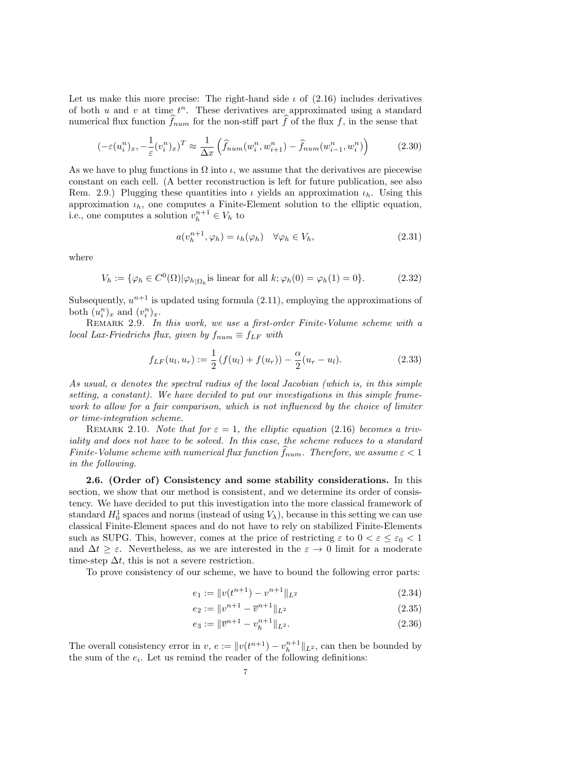Let us make this more precise: The right-hand side $\iota$ of (2.16) includes derivatives of both $u$ and $v$ at time $t^n$. These derivatives are approximated using a standard numerical flux function $\widehat{f}_{num}$ for the non-stiff part $\widehat{f}$ of the flux $f$, in the sense that

$$(-\varepsilon(u_i^n)_x, -\frac{1}{\varepsilon}(v_i^n)_x)^T \approx \frac{1}{\Delta x}\left(\widehat{f}_{num}(w_i^n, w_{i+1}^n) - \widehat{f}_{num}(w_{i-1}^n, w_i^n)\right) \tag{2.30}$$

As we have to plug functions in $\Omega$ into $\iota$, we assume that the derivatives are piecewise constant on each cell. (A better reconstruction is left for future publication, see also Rem. 2.9.) Plugging these quantities into $\iota$ yields an approximation $\iota_h$. Using this approximation $\iota_h$, one computes a Finite-Element solution to the elliptic equation, i.e., one computes a solution $v_h^{n+1} \in V_h$ to

$$a(v_h^{n+1}, \varphi_h) = \iota_h(\varphi_h) \quad \forall \varphi_h \in V_h, \tag{2.31}$$

where

$$V_h := \{\varphi_h \in C^0(\Omega) | \varphi_{h|\Omega_k} \text{is linear for all } k; \varphi_h(0) = \varphi_h(1) = 0\}. \tag{2.32}$$

Subsequently, $u^{n+1}$ is updated using formula (2.11), employing the approximations of both $(u_i^n)_x$ and $(v_i^n)_x$.

Remark 2.9. *In this work, we use a first-order Finite-Volume scheme with a local Lax-Friedrichs flux, given by $f_{num} \equiv f_{LF}$ with*

$$f_{LF}(u_l, u_r) := \frac{1}{2}\left(f(u_l) + f(u_r)\right) - \frac{\alpha}{2}(u_r - u_l). \tag{2.33}$$

*As usual, $\alpha$ denotes the spectral radius of the local Jacobian (which is, in this simple setting, a constant). We have decided to put our investigations in this simple framework to allow for a fair comparison, which is not influenced by the choice of limiter or time-integration scheme.*

Remark 2.10. *Note that for $\varepsilon = 1$, the elliptic equation (2.16) becomes a triviality and does not have to be solved. In this case, the scheme reduces to a standard Finite-Volume scheme with numerical flux function $\widehat{f}_{num}$. Therefore, we assume $\varepsilon < 1$ in the following.*

**2.6. (Order of) Consistency and some stability considerations.** In this section, we show that our method is consistent, and we determine its order of consistency. We have decided to put this investigation into the more classical framework of standard $H_0^1$ spaces and norms (instead of using $V_\lambda$), because in this setting we can use classical Finite-Element spaces and do not have to rely on stabilized Finite-Elements such as SUPG. This, however, comes at the price of restricting $\varepsilon$ to $0 < \varepsilon \leq \varepsilon_0 < 1$ and $\Delta t \geq \varepsilon$. Nevertheless, as we are interested in the $\varepsilon \to 0$ limit for a moderate time-step $\Delta t$, this is not a severe restriction.

To prove consistency of our scheme, we have to bound the following error parts:

$$e_1 := \|v(t^{n+1}) - v^{n+1}\|_{L^2} \tag{2.34}$$

$$e_2 := \|v^{n+1} - \overline{v}^{n+1}\|_{L^2} \tag{2.35}$$

$$e_3 := \|\overline{v}^{n+1} - v_h^{n+1}\|_{L^2}. \tag{2.36}$$

The overall consistency error in $v$, $e := \|v(t^{n+1}) - v_h^{n+1}\|_{L^2}$, can then be bounded by the sum of the $e_i$. Let us remind the reader of the following definitions: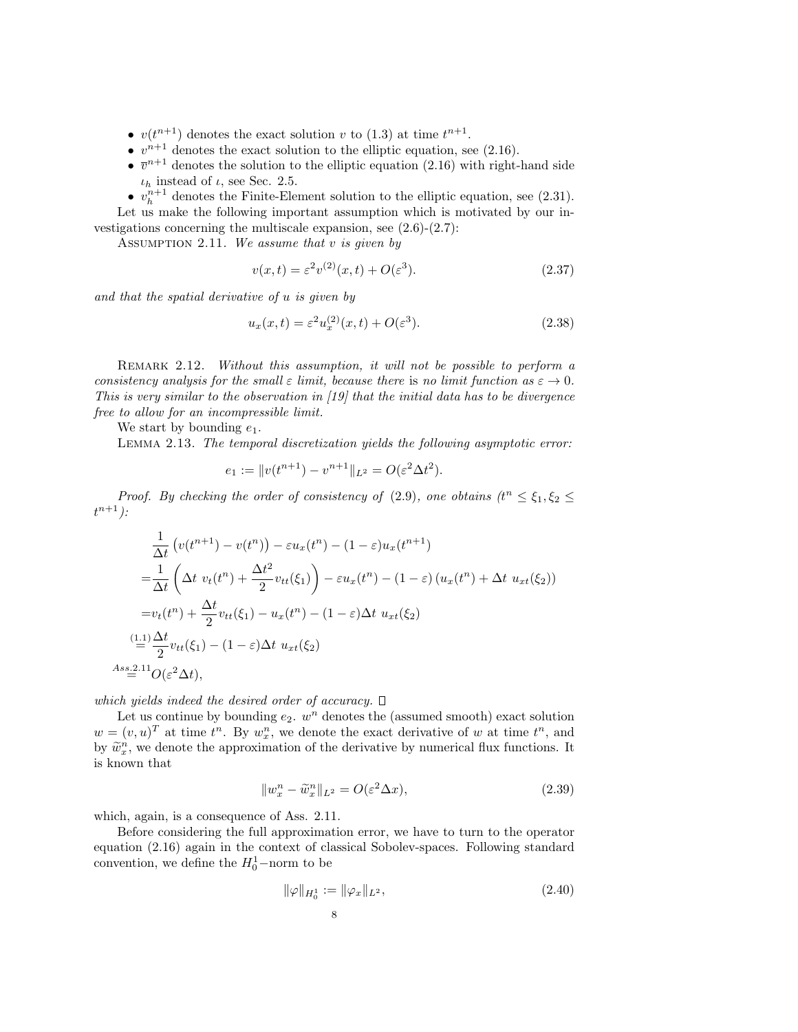- $v(t^{n+1})$ denotes the exact solution $v$ to (1.3) at time $t^{n+1}$.
- $v^{n+1}$ denotes the exact solution to the elliptic equation, see (2.16).
- $\overline{v}^{n+1}$ denotes the solution to the elliptic equation (2.16) with right-hand side $\iota_h$ instead of $\iota$, see Sec. 2.5.
- $v_h^{n+1}$ denotes the Finite-Element solution to the elliptic equation, see (2.31).

Let us make the following important assumption which is motivated by our investigations concerning the multiscale expansion, see (2.6)-(2.7):

Assumption 2.11. *We assume that $v$ is given by*

$$v(x,t) = \varepsilon^2 v^{(2)}(x,t) + O(\varepsilon^3). \tag{2.37}$$

*and that the spatial derivative of $u$ is given by*

$$u_x(x,t) = \varepsilon^2 u_x^{(2)}(x,t) + O(\varepsilon^3). \tag{2.38}$$

Remark 2.12. *Without this assumption, it will not be possible to perform a consistency analysis for the small $\varepsilon$ limit, because there* is *no limit function as $\varepsilon \to 0$. This is very similar to the observation in [19] that the initial data has to be divergence free to allow for an incompressible limit.*

We start by bounding $e_1$.

Lemma 2.13. *The temporal discretization yields the following asymptotic error:*

$$e_1 := \|v(t^{n+1}) - v^{n+1}\|_{L^2} = O(\varepsilon^2 \Delta t^2).$$

*Proof.* By checking the order of consistency of (2.9), one obtains ($t^n \leq \xi_1, \xi_2 \leq t^{n+1}$):

$$
\begin{aligned}
&\frac{1}{\Delta t}\left(v(t^{n+1}) - v(t^n)\right) - \varepsilon u_x(t^n) - (1-\varepsilon) u_x(t^{n+1}) \\
=&\frac{1}{\Delta t}\left(\Delta t\ v_t(t^n) + \frac{\Delta t^2}{2} v_{tt}(\xi_1)\right) - \varepsilon u_x(t^n) - (1-\varepsilon)\left(u_x(t^n) + \Delta t\ u_{xt}(\xi_2)\right) \\
=&v_t(t^n) + \frac{\Delta t}{2} v_{tt}(\xi_1) - u_x(t^n) - (1-\varepsilon)\Delta t\ u_{xt}(\xi_2) \\
\overset{(1.1)}{=}&\frac{\Delta t}{2} v_{tt}(\xi_1) - (1-\varepsilon)\Delta t\ u_{xt}(\xi_2) \\
\overset{Ass. 2.11}{=}&O(\varepsilon^2 \Delta t),
\end{aligned}
$$

which yields indeed the desired order of accuracy. $\square$

Let us continue by bounding $e_2$. $w^n$ denotes the (assumed smooth) exact solution $w = (v,u)^T$ at time $t^n$. By $w_x^n$, we denote the exact derivative of $w$ at time $t^n$, and by $\widetilde{w}_x^n$, we denote the approximation of the derivative by numerical flux functions. It is known that

$$\|w_x^n - \widetilde{w}_x^n\|_{L^2} = O(\varepsilon^2 \Delta x), \tag{2.39}$$

which, again, is a consequence of Ass. 2.11.

Before considering the full approximation error, we have to turn to the operator equation (2.16) again in the context of classical Sobolev-spaces. Following standard convention, we define the $H_0^1$−norm to be

$$\|\varphi\|_{H_0^1} := \|\varphi_x\|_{L^2}, \tag{2.40}$$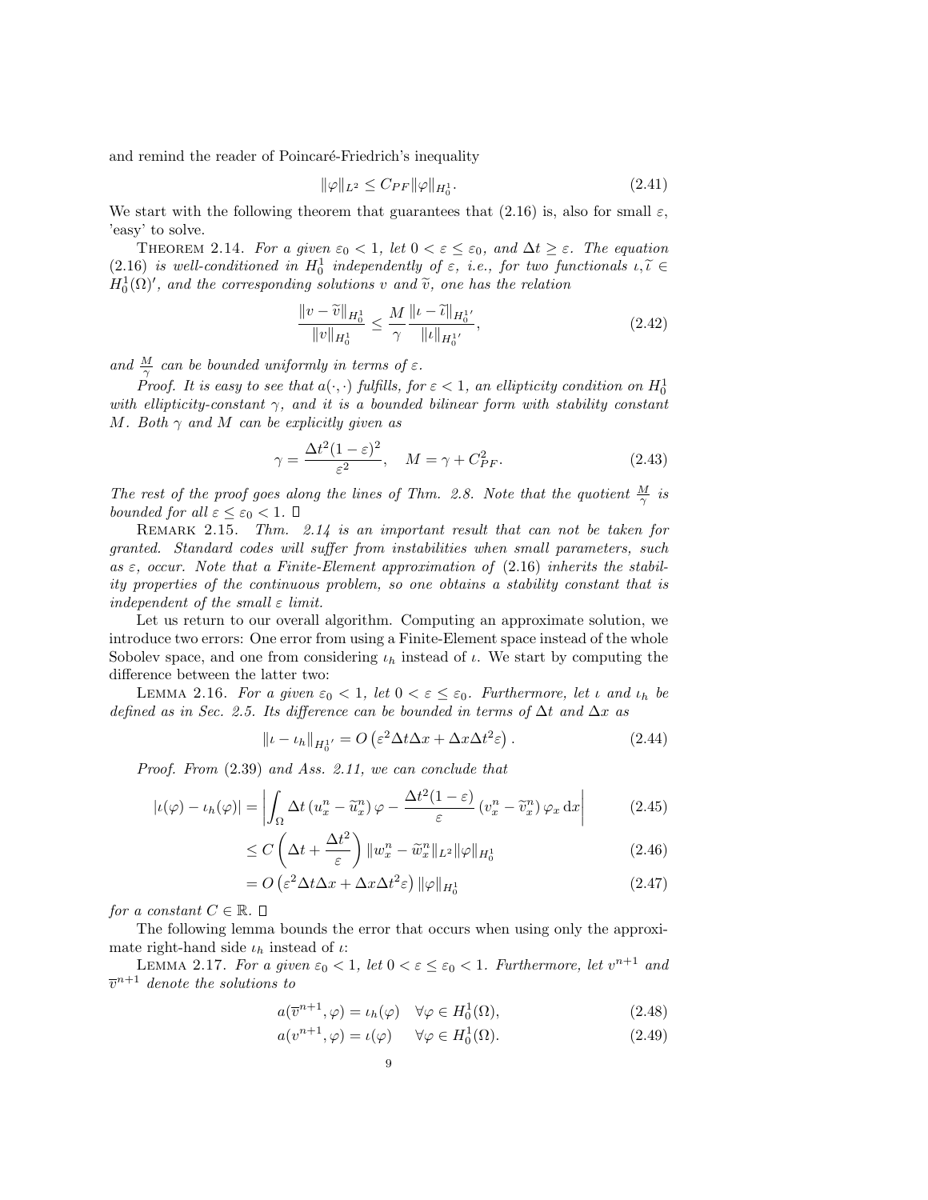and remind the reader of Poincaré-Friedrich's inequality

$$\|\varphi\|_{L^2} \leq C_{PF}\|\varphi\|_{H_0^1}. \tag{2.41}$$

We start with the following theorem that guarantees that (2.16) is, also for small $\varepsilon$, 'easy' to solve.

THEOREM 2.14. *For a given $\varepsilon_0 < 1$, let $0 < \varepsilon \leq \varepsilon_0$, and $\Delta t \geq \varepsilon$. The equation (2.16) is well-conditioned in $H_0^1$ independently of $\varepsilon$, i.e., for two functionals $\iota, \widetilde{\iota} \in H_0^1(\Omega)'$, and the corresponding solutions $v$ and $\widetilde{v}$, one has the relation*

$$\frac{\|v-\widetilde{v}\|_{H_0^1}}{\|v\|_{H_0^1}} \leq \frac{M}{\gamma}\frac{\|\iota-\widetilde{\iota}\|_{H_0^1{}'}}{\|\iota\|_{H_0^1{}'}}, \tag{2.42}$$

*and $\frac{M}{\gamma}$ can be bounded uniformly in terms of $\varepsilon$.*

*Proof. It is easy to see that $a(\cdot,\cdot)$ fulfills, for $\varepsilon < 1$, an ellipticity condition on $H_0^1$ with ellipticity-constant $\gamma$, and it is a bounded bilinear form with stability constant $M$. Both $\gamma$ and $M$ can be explicitly given as*

$$\gamma = \frac{\Delta t^2(1-\varepsilon)^2}{\varepsilon^2}, \quad M = \gamma + C_{PF}^2. \tag{2.43}$$

*The rest of the proof goes along the lines of Thm. 2.8. Note that the quotient $\frac{M}{\gamma}$ is bounded for all $\varepsilon \leq \varepsilon_0 < 1$.* $\square$

REMARK 2.15. *Thm. 2.14 is an important result that can not be taken for granted. Standard codes will suffer from instabilities when small parameters, such as $\varepsilon$, occur. Note that a Finite-Element approximation of (2.16) inherits the stability properties of the continuous problem, so one obtains a stability constant that is independent of the small $\varepsilon$ limit.*

Let us return to our overall algorithm. Computing an approximate solution, we introduce two errors: One error from using a Finite-Element space instead of the whole Sobolev space, and one from considering $\iota_h$ instead of $\iota$. We start by computing the difference between the latter two:

LEMMA 2.16. *For a given $\varepsilon_0 < 1$, let $0 < \varepsilon \leq \varepsilon_0$. Furthermore, let $\iota$ and $\iota_h$ be defined as in Sec. 2.5. Its difference can be bounded in terms of $\Delta t$ and $\Delta x$ as*

$$\|\iota - \iota_h\|_{H_0^1{}'} = O\left(\varepsilon^2\Delta t\Delta x + \Delta x\Delta t^2\varepsilon\right). \tag{2.44}$$

*Proof. From (2.39) and Ass. 2.11, we can conclude that*

$$|\iota(\varphi) - \iota_h(\varphi)| = \left|\int_\Omega \Delta t\left(u_x^n - \widetilde{u}_x^n\right)\varphi - \frac{\Delta t^2(1-\varepsilon)}{\varepsilon}\left(v_x^n - \widetilde{v}_x^n\right)\varphi_x \,\mathrm{d}x\right| \tag{2.45}$$

$$\leq C\left(\Delta t + \frac{\Delta t^2}{\varepsilon}\right)\|w_x^n - \widetilde{w}_x^n\|_{L^2}\|\varphi\|_{H_0^1} \tag{2.46}$$

$$= O\left(\varepsilon^2\Delta t\Delta x + \Delta x\Delta t^2\varepsilon\right)\|\varphi\|_{H_0^1} \tag{2.47}$$

*for a constant $C \in \mathbb{R}$.* $\square$

The following lemma bounds the error that occurs when using only the approximate right-hand side $\iota_h$ instead of $\iota$:

LEMMA 2.17. *For a given $\varepsilon_0 < 1$, let $0 < \varepsilon \leq \varepsilon_0 < 1$. Furthermore, let $v^{n+1}$ and $\overline{v}^{n+1}$ denote the solutions to*

$$a(\overline{v}^{n+1}, \varphi) = \iota_h(\varphi) \quad \forall \varphi \in H_0^1(\Omega), \tag{2.48}$$

$$a(v^{n+1}, \varphi) = \iota(\varphi) \quad \forall \varphi \in H_0^1(\Omega). \tag{2.49}$$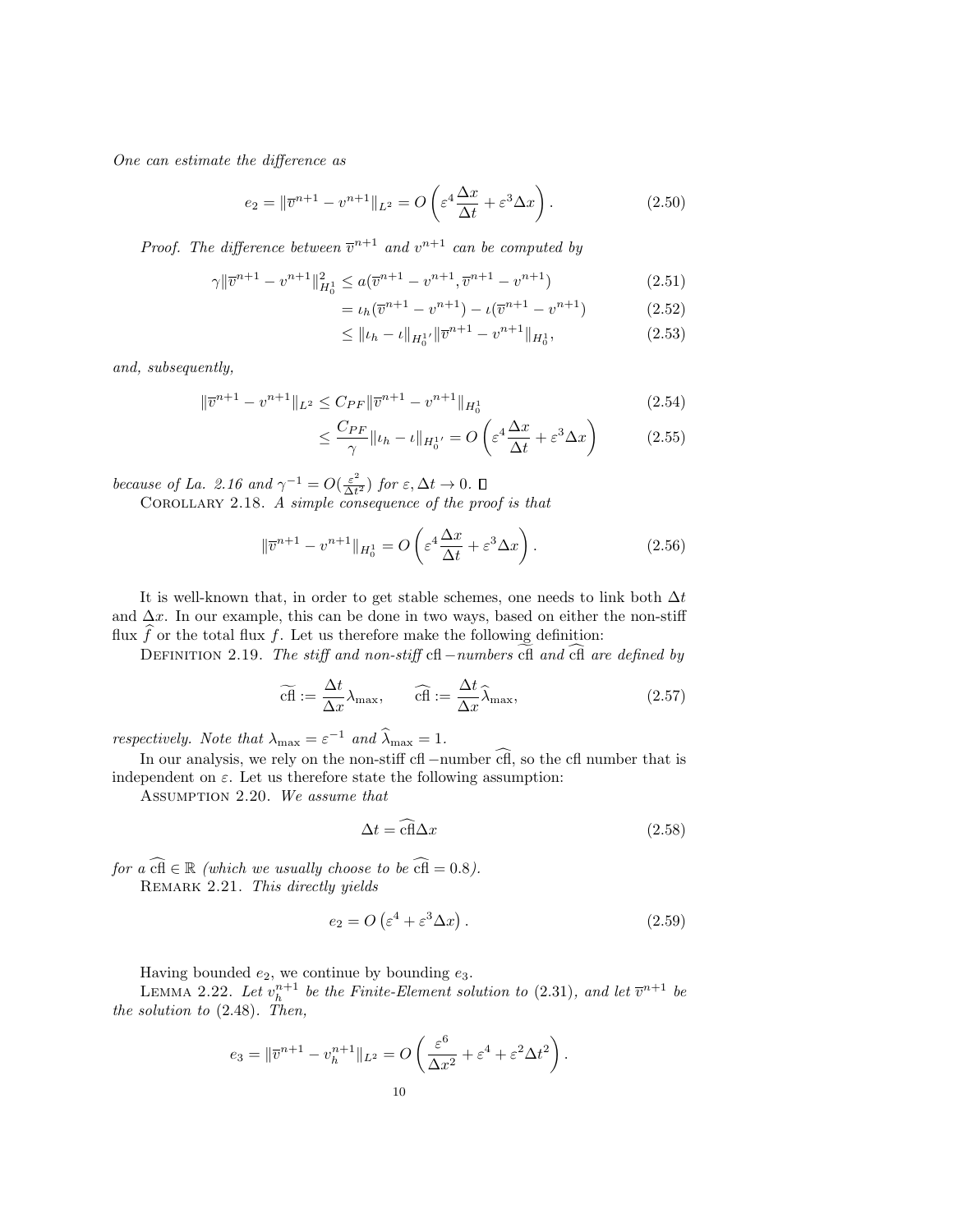*One can estimate the difference as*

$$e_2 = \|\overline{v}^{n+1} - v^{n+1}\|_{L^2} = O\left(\varepsilon^4 \frac{\Delta x}{\Delta t} + \varepsilon^3 \Delta x\right). \tag{2.50}$$

*Proof. The difference between $\overline{v}^{n+1}$ and $v^{n+1}$ can be computed by*

$$\begin{aligned}
\gamma \|\overline{v}^{n+1} - v^{n+1}\|_{H_0^1}^2 &\leq a(\overline{v}^{n+1} - v^{n+1}, \overline{v}^{n+1} - v^{n+1}) &(2.51)\\
&= \iota_h(\overline{v}^{n+1} - v^{n+1}) - \iota(\overline{v}^{n+1} - v^{n+1}) &(2.52)\\
&\leq \|\iota_h - \iota\|_{H_0^{1\prime}} \|\overline{v}^{n+1} - v^{n+1}\|_{H_0^1}, &(2.53)
\end{aligned}$$

*and, subsequently,*

$$\begin{aligned}
\|\overline{v}^{n+1} - v^{n+1}\|_{L^2} &\leq C_{PF} \|\overline{v}^{n+1} - v^{n+1}\|_{H_0^1} &(2.54)\\
&\leq \frac{C_{PF}}{\gamma} \|\iota_h - \iota\|_{H_0^{1\prime}} = O\left(\varepsilon^4 \frac{\Delta x}{\Delta t} + \varepsilon^3 \Delta x\right) &(2.55)
\end{aligned}$$

*because of La. 2.16 and $\gamma^{-1} = O(\frac{\varepsilon^2}{\Delta t^2})$ for $\varepsilon, \Delta t \to 0$.* ∎

Corollary 2.18. *A simple consequence of the proof is that*

$$\|\overline{v}^{n+1} - v^{n+1}\|_{H_0^1} = O\left(\varepsilon^4 \frac{\Delta x}{\Delta t} + \varepsilon^3 \Delta x\right). \tag{2.56}$$

It is well-known that, in order to get stable schemes, one needs to link both $\Delta t$ and $\Delta x$. In our example, this can be done in two ways, based on either the non-stiff flux $\widehat{f}$ or the total flux $f$. Let us therefore make the following definition:

Definition 2.19. *The stiff and non-stiff* cfl *−numbers $\widetilde{\text{cfl}}$ and $\widehat{\text{cfl}}$ are defined by*

$$\widetilde{\text{cfl}} := \frac{\Delta t}{\Delta x} \lambda_{\max}, \qquad \widehat{\text{cfl}} := \frac{\Delta t}{\Delta x} \widehat{\lambda}_{\max}, \tag{2.57}$$

*respectively. Note that $\lambda_{\max} = \varepsilon^{-1}$ and $\widehat{\lambda}_{\max} = 1$.*

In our analysis, we rely on the non-stiff cfl −number $\widehat{\text{cfl}}$, so the cfl number that is independent on $\varepsilon$. Let us therefore state the following assumption:

Assumption 2.20. *We assume that*

$$\Delta t = \widehat{\text{cfl}} \Delta x \tag{2.58}$$

*for a $\widehat{\text{cfl}} \in \mathbb{R}$ (which we usually choose to be $\widehat{\text{cfl}} = 0.8$).*

Remark 2.21. *This directly yields*

$$e_2 = O\left(\varepsilon^4 + \varepsilon^3 \Delta x\right). \tag{2.59}$$

Having bounded $e_2$, we continue by bounding $e_3$.

Lemma 2.22. *Let $v_h^{n+1}$ be the Finite-Element solution to (2.31), and let $\overline{v}^{n+1}$ be the solution to (2.48). Then,*

$$e_3 = \|\overline{v}^{n+1} - v_h^{n+1}\|_{L^2} = O\left(\frac{\varepsilon^6}{\Delta x^2} + \varepsilon^4 + \varepsilon^2 \Delta t^2\right).$$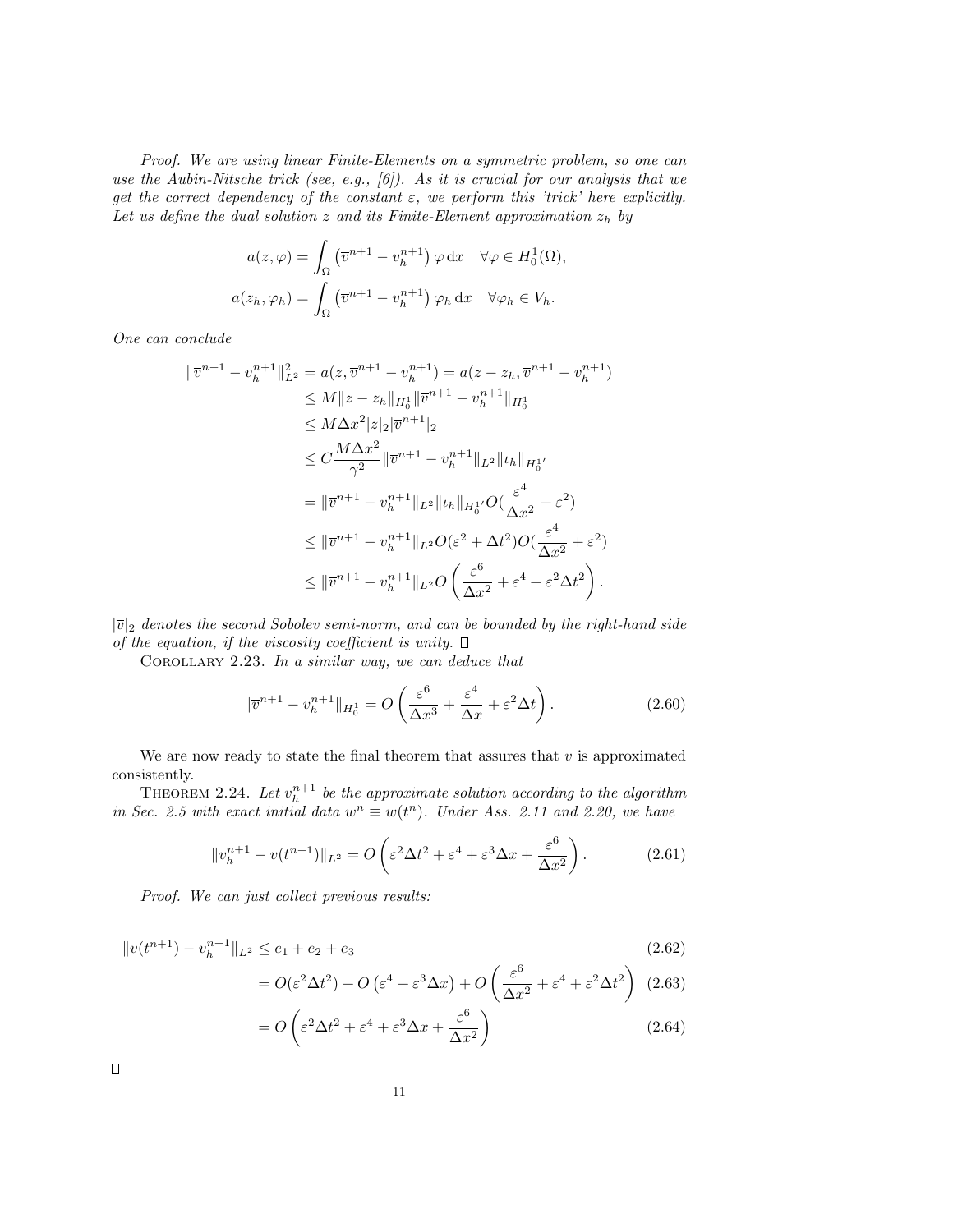*Proof. We are using linear Finite-Elements on a symmetric problem, so one can use the Aubin-Nitsche trick (see, e.g., [6]). As it is crucial for our analysis that we get the correct dependency of the constant $\varepsilon$, we perform this 'trick' here explicitly. Let us define the dual solution $z$ and its Finite-Element approximation $z_h$ by*

$$
\begin{aligned}
a(z, \varphi) &= \int_\Omega \left(\overline{v}^{n+1} - v_h^{n+1}\right) \varphi \,\mathrm{d}x \quad \forall \varphi \in H_0^1(\Omega), \\
a(z_h, \varphi_h) &= \int_\Omega \left(\overline{v}^{n+1} - v_h^{n+1}\right) \varphi_h \,\mathrm{d}x \quad \forall \varphi_h \in V_h.
\end{aligned}
$$

*One can conclude*

$$
\begin{aligned}
\|\overline{v}^{n+1} - v_h^{n+1}\|_{L^2}^2 &= a(z, \overline{v}^{n+1} - v_h^{n+1}) = a(z - z_h, \overline{v}^{n+1} - v_h^{n+1}) \\
&\leq M \|z - z_h\|_{H_0^1} \|\overline{v}^{n+1} - v_h^{n+1}\|_{H_0^1} \\
&\leq M \Delta x^2 |z|_2 |\overline{v}^{n+1}|_2 \\
&\leq C \frac{M \Delta x^2}{\gamma^2} \|\overline{v}^{n+1} - v_h^{n+1}\|_{L^2} \|\iota_h\|_{H_0^1{}'} \\
&= \|\overline{v}^{n+1} - v_h^{n+1}\|_{L^2} \|\iota_h\|_{H_0^1{}'} O(\frac{\varepsilon^4}{\Delta x^2} + \varepsilon^2) \\
&\leq \|\overline{v}^{n+1} - v_h^{n+1}\|_{L^2} O(\varepsilon^2 + \Delta t^2) O(\frac{\varepsilon^4}{\Delta x^2} + \varepsilon^2) \\
&\leq \|\overline{v}^{n+1} - v_h^{n+1}\|_{L^2} O\left(\frac{\varepsilon^6}{\Delta x^2} + \varepsilon^4 + \varepsilon^2 \Delta t^2\right).
\end{aligned}
$$

*$|\overline{v}|_2$ denotes the second Sobolev semi-norm, and can be bounded by the right-hand side of the equation, if the viscosity coefficient is unity.* □

COROLLARY 2.23. *In a similar way, we can deduce that*

$$
\|\overline{v}^{n+1} - v_h^{n+1}\|_{H_0^1} = O\left(\frac{\varepsilon^6}{\Delta x^3} + \frac{\varepsilon^4}{\Delta x} + \varepsilon^2 \Delta t\right). \tag{2.60}
$$

We are now ready to state the final theorem that assures that $v$ is approximated consistently.

THEOREM 2.24. *Let $v_h^{n+1}$ be the approximate solution according to the algorithm in Sec. 2.5 with exact initial data $w^n \equiv w(t^n)$. Under Ass. 2.11 and 2.20, we have*

$$
\|v_h^{n+1} - v(t^{n+1})\|_{L^2} = O\left(\varepsilon^2 \Delta t^2 + \varepsilon^4 + \varepsilon^3 \Delta x + \frac{\varepsilon^6}{\Delta x^2}\right). \tag{2.61}
$$

*Proof. We can just collect previous results:*

$$
\begin{aligned}
\|v(t^{n+1}) - v_h^{n+1}\|_{L^2} &\leq e_1 + e_2 + e_3 && (2.62) \\
&= O(\varepsilon^2 \Delta t^2) + O\left(\varepsilon^4 + \varepsilon^3 \Delta x\right) + O\left(\frac{\varepsilon^6}{\Delta x^2} + \varepsilon^4 + \varepsilon^2 \Delta t^2\right) && (2.63) \\
&= O\left(\varepsilon^2 \Delta t^2 + \varepsilon^4 + \varepsilon^3 \Delta x + \frac{\varepsilon^6}{\Delta x^2}\right) && (2.64)
\end{aligned}
$$

□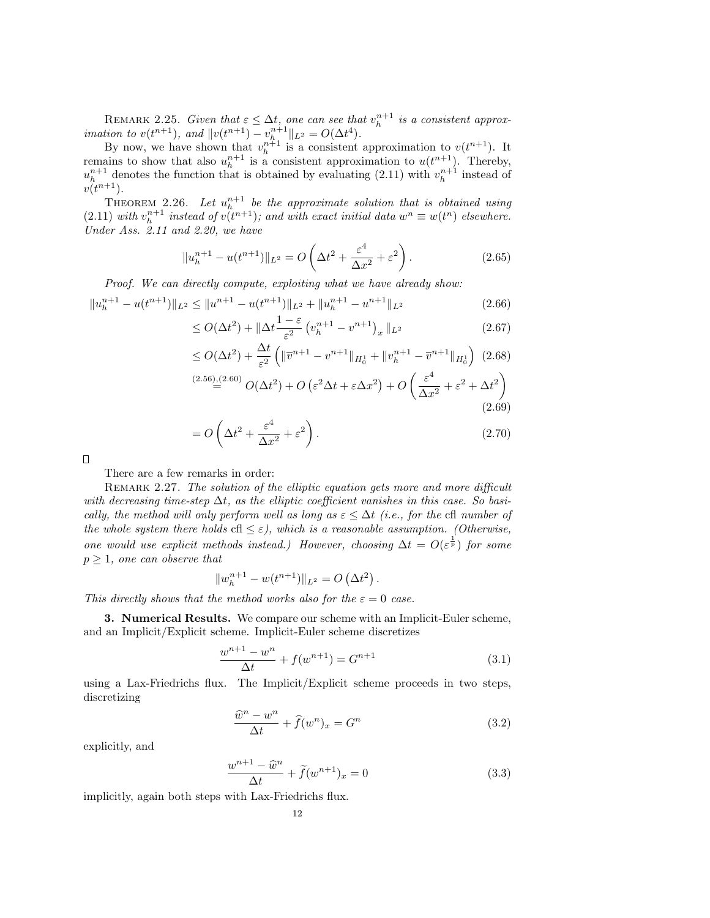REMARK 2.25. *Given that $\varepsilon \leq \Delta t$, one can see that $v_h^{n+1}$ is a consistent approximation to $v(t^{n+1})$, and $\|v(t^{n+1}) - v_h^{n+1}\|_{L^2} = O(\Delta t^4)$.*

By now, we have shown that $v_h^{n+1}$ is a consistent approximation to $v(t^{n+1})$. It remains to show that also $u_h^{n+1}$ is a consistent approximation to $u(t^{n+1})$. Thereby, $u_h^{n+1}$ denotes the function that is obtained by evaluating (2.11) with $v_h^{n+1}$ instead of $v(t^{n+1})$.

THEOREM 2.26. *Let $u_h^{n+1}$ be the approximate solution that is obtained using (2.11) with $v_h^{n+1}$ instead of $v(t^{n+1})$; and with exact initial data $w^n \equiv w(t^n)$ elsewhere. Under Ass. 2.11 and 2.20, we have*

$$\|u_h^{n+1} - u(t^{n+1})\|_{L^2} = O\left(\Delta t^2 + \frac{\varepsilon^4}{\Delta x^2} + \varepsilon^2\right). \tag{2.65}$$

*Proof.* We can directly compute, exploiting what we have already show:

$$\begin{aligned}
\|u_h^{n+1} - u(t^{n+1})\|_{L^2} &\leq \|u^{n+1} - u(t^{n+1})\|_{L^2} + \|u_h^{n+1} - u^{n+1}\|_{L^2} && (2.66)\\
&\leq O(\Delta t^2) + \|\Delta t \frac{1-\varepsilon}{\varepsilon^2}\left(v_h^{n+1} - v^{n+1}\right)_x\|_{L^2} && (2.67)\\
&\leq O(\Delta t^2) + \frac{\Delta t}{\varepsilon^2}\left(\|\overline{v}^{n+1} - v^{n+1}\|_{H_0^1} + \|v_h^{n+1} - \overline{v}^{n+1}\|_{H_0^1}\right) && (2.68)\\
&\overset{(2.56),(2.60)}{=} O(\Delta t^2) + O\left(\varepsilon^2 \Delta t + \varepsilon \Delta x^2\right) + O\left(\frac{\varepsilon^4}{\Delta x^2} + \varepsilon^2 + \Delta t^2\right) && (2.69)\\
&= O\left(\Delta t^2 + \frac{\varepsilon^4}{\Delta x^2} + \varepsilon^2\right). && (2.70)
\end{aligned}$$

□

There are a few remarks in order:

REMARK 2.27. *The solution of the elliptic equation gets more and more difficult with decreasing time-step $\Delta t$, as the elliptic coefficient vanishes in this case. So basically, the method will only perform well as long as $\varepsilon \leq \Delta t$ (i.e., for the* cfl *number of the whole system there holds* cfl $\leq \varepsilon$*), which is a reasonable assumption. (Otherwise, one would use explicit methods instead.) However, choosing $\Delta t = O(\varepsilon^{\frac{1}{p}})$ for some $p \geq 1$, one can observe that*

$$\|w_h^{n+1} - w(t^{n+1})\|_{L^2} = O\left(\Delta t^2\right).$$

*This directly shows that the method works also for the $\varepsilon = 0$ case.*

## 3. Numerical Results.

We compare our scheme with an Implicit-Euler scheme, and an Implicit/Explicit scheme. Implicit-Euler scheme discretizes

$$\frac{w^{n+1} - w^n}{\Delta t} + f(w^{n+1}) = G^{n+1} \tag{3.1}$$

using a Lax-Friedrichs flux. The Implicit/Explicit scheme proceeds in two steps, discretizing

$$\frac{\widehat{w}^n - w^n}{\Delta t} + \widehat{f}(w^n)_x = G^n \tag{3.2}$$

explicitly, and

$$\frac{w^{n+1} - \widehat{w}^n}{\Delta t} + \widetilde{f}(w^{n+1})_x = 0 \tag{3.3}$$

implicitly, again both steps with Lax-Friedrichs flux.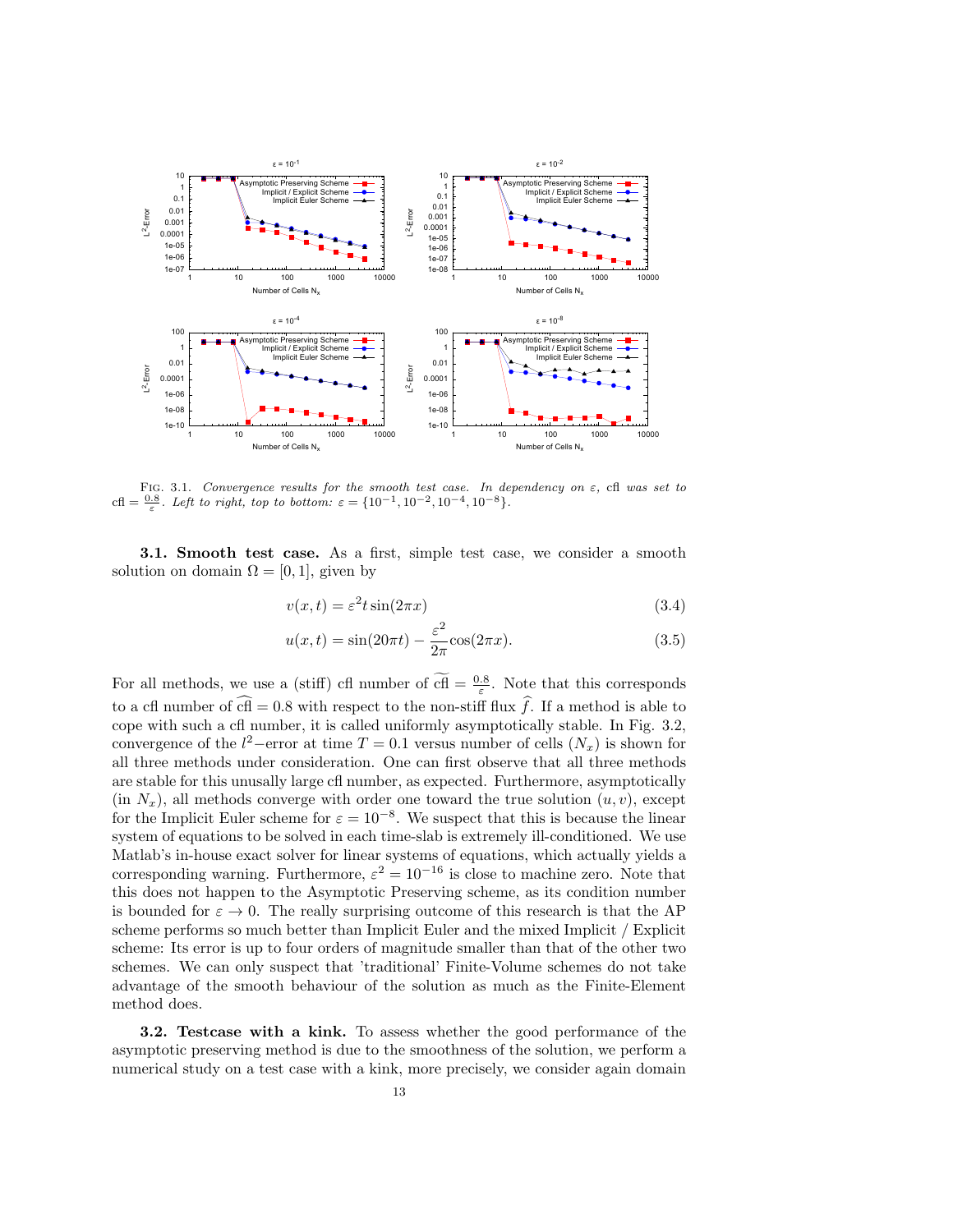FIG. 3.1. *Convergence results for the smooth test case. In dependency on $\varepsilon$,* cfl *was set to* cfl $= \frac{0.8}{\varepsilon}$. *Left to right, top to bottom:* $\varepsilon = \{10^{-1}, 10^{-2}, 10^{-4}, 10^{-8}\}$.

**3.1. Smooth test case.** As a first, simple test case, we consider a smooth solution on domain $\Omega = [0, 1]$, given by

$$v(x,t) = \varepsilon^2 t \sin(2\pi x) \tag{3.4}$$

$$u(x,t) = \sin(20\pi t) - \frac{\varepsilon^2}{2\pi}\cos(2\pi x). \tag{3.5}$$

For all methods, we use a (stiff) cfl number of $\widetilde{\text{cfl}} = \frac{0.8}{\varepsilon}$. Note that this corresponds to a cfl number of $\widehat{\text{cfl}} = 0.8$ with respect to the non-stiff flux $\widehat{f}$. If a method is able to cope with such a cfl number, it is called uniformly asymptotically stable. In Fig. 3.2, convergence of the $l^2-$error at time $T = 0.1$ versus number of cells ($N_x$) is shown for all three methods under consideration. One can first observe that all three methods are stable for this unusaly large cfl number, as expected. Furthermore, asymptotically (in $N_x$), all methods converge with order one toward the true solution $(u, v)$, except for the Implicit Euler scheme for $\varepsilon = 10^{-8}$. We suspect that this is because the linear system of equations to be solved in each time-slab is extremely ill-conditioned. We use Matlab's in-house exact solver for linear systems of equations, which actually yields a corresponding warning. Furthermore, $\varepsilon^2 = 10^{-16}$ is close to machine zero. Note that this does not happen to the Asymptotic Preserving scheme, as its condition number is bounded for $\varepsilon \to 0$. The really surprising outcome of this research is that the AP scheme performs so much better than Implicit Euler and the mixed Implicit / Explicit scheme: Its error is up to four orders of magnitude smaller than that of the other two schemes. We can only suspect that 'traditional' Finite-Volume schemes do not take advantage of the smooth behaviour of the solution as much as the Finite-Element method does.

**3.2. Testcase with a kink.** To assess whether the good performance of the asymptotic preserving method is due to the smoothness of the solution, we perform a numerical study on a test case with a kink, more precisely, we consider again domain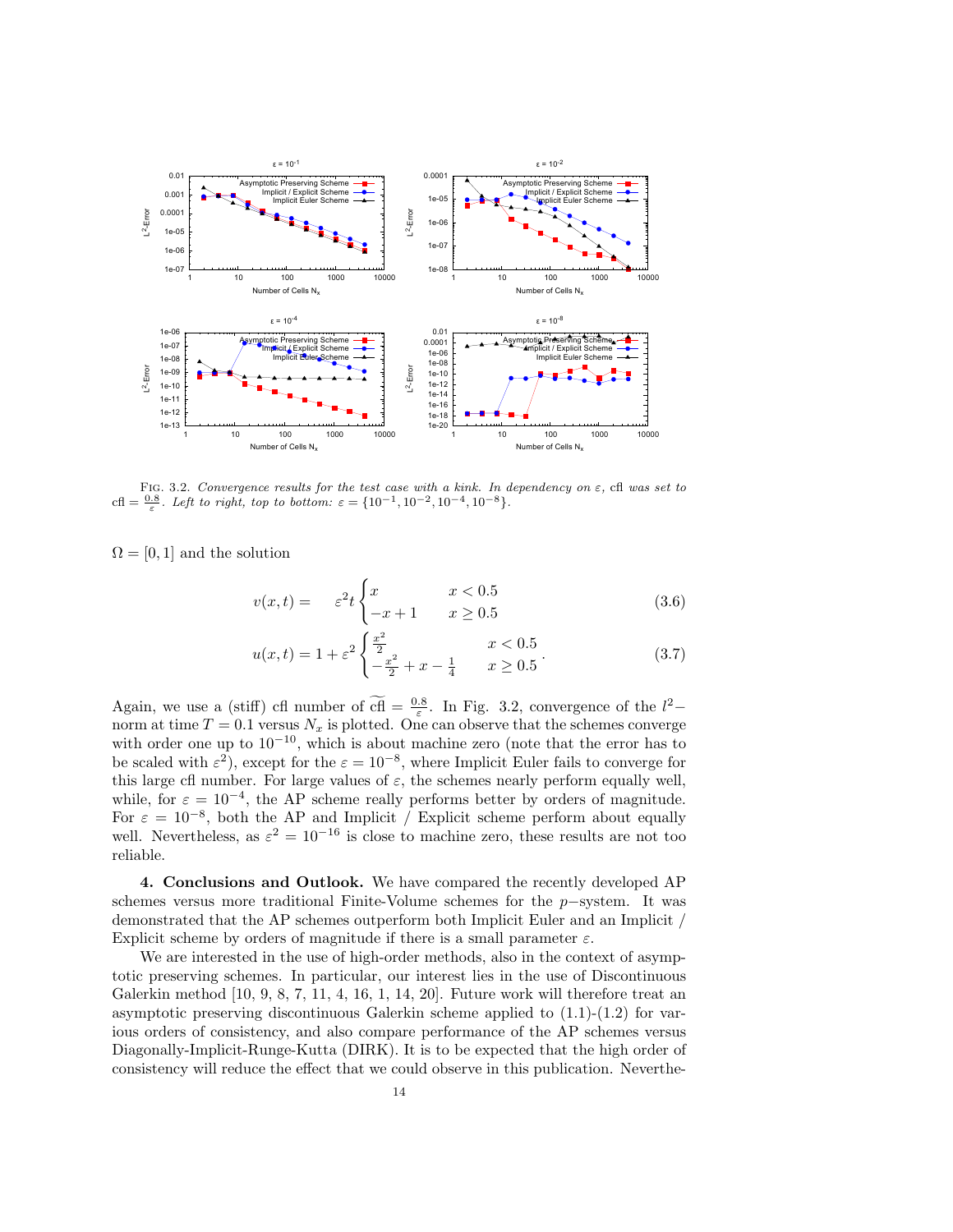FIG. 3.2. *Convergence results for the test case with a kink. In dependency on* $\varepsilon$*,* cfl *was set to* $\text{cfl} = \frac{0.8}{\varepsilon}$*. Left to right, top to bottom:* $\varepsilon = \{10^{-1}, 10^{-2}, 10^{-4}, 10^{-8}\}$*.*

$\Omega = [0, 1]$ and the solution

$$v(x,t) = \quad \varepsilon^2 t \begin{cases} x & x < 0.5 \\ -x + 1 & x \geq 0.5 \end{cases} \tag{3.6}$$

$$u(x,t) = 1 + \varepsilon^2 \begin{cases} \frac{x^2}{2} & x < 0.5 \\ -\frac{x^2}{2} + x - \frac{1}{4} & x \geq 0.5 \end{cases}. \tag{3.7}$$

Again, we use a (stiff) cfl number of $\widetilde{\text{cfl}} = \frac{0.8}{\varepsilon}$. In Fig. 3.2, convergence of the $l^2-$norm at time $T = 0.1$ versus $N_x$ is plotted. One can observe that the schemes converge with order one up to $10^{-10}$, which is about machine zero (note that the error has to be scaled with $\varepsilon^2$), except for the $\varepsilon = 10^{-8}$, where Implicit Euler fails to converge for this large cfl number. For large values of $\varepsilon$, the schemes nearly perform equally well, while, for $\varepsilon = 10^{-4}$, the AP scheme really performs better by orders of magnitude. For $\varepsilon = 10^{-8}$, both the AP and Implicit / Explicit scheme perform about equally well. Nevertheless, as $\varepsilon^2 = 10^{-16}$ is close to machine zero, these results are not too reliable.

**4. Conclusions and Outlook.** We have compared the recently developed AP schemes versus more traditional Finite-Volume schemes for the $p-$system. It was demonstrated that the AP schemes outperform both Implicit Euler and an Implicit / Explicit scheme by orders of magnitude if there is a small parameter $\varepsilon$.

We are interested in the use of high-order methods, also in the context of asymptotic preserving schemes. In particular, our interest lies in the use of Discontinuous Galerkin method [10, 9, 8, 7, 11, 4, 16, 1, 14, 20]. Future work will therefore treat an asymptotic preserving discontinuous Galerkin scheme applied to (1.1)-(1.2) for various orders of consistency, and also compare performance of the AP schemes versus Diagonally-Implicit-Runge-Kutta (DIRK). It is to be expected that the high order of consistency will reduce the effect that we could observe in this publication. Neverthe-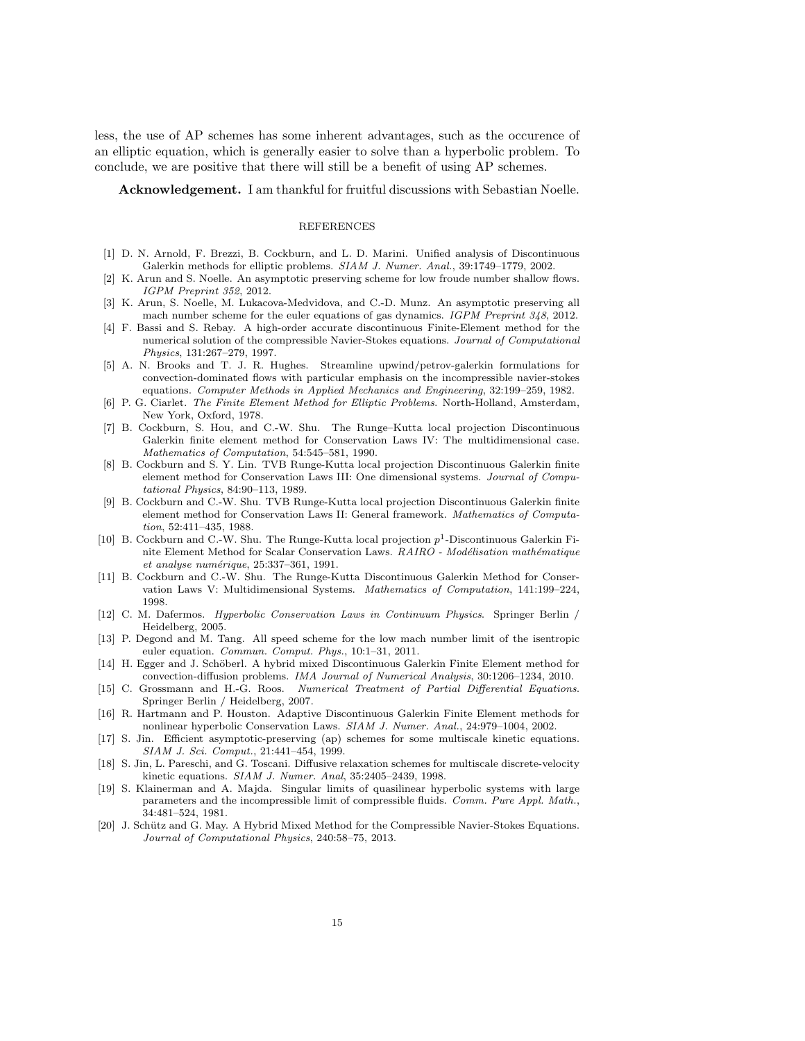less, the use of AP schemes has some inherent advantages, such as the occurence of an elliptic equation, which is generally easier to solve than a hyperbolic problem. To conclude, we are positive that there will still be a benefit of using AP schemes.

**Acknowledgement.** I am thankful for fruitful discussions with Sebastian Noelle.

## REFERENCES

[1] D. N. Arnold, F. Brezzi, B. Cockburn, and L. D. Marini. Unified analysis of Discontinuous Galerkin methods for elliptic problems. *SIAM J. Numer. Anal.*, 39:1749–1779, 2002.

[2] K. Arun and S. Noelle. An asymptotic preserving scheme for low froude number shallow flows. *IGPM Preprint 352*, 2012.

[3] K. Arun, S. Noelle, M. Lukacova-Medvidova, and C.-D. Munz. An asymptotic preserving all mach number scheme for the euler equations of gas dynamics. *IGPM Preprint 348*, 2012.

[4] F. Bassi and S. Rebay. A high-order accurate discontinuous Finite-Element method for the numerical solution of the compressible Navier-Stokes equations. *Journal of Computational Physics*, 131:267–279, 1997.

[5] A. N. Brooks and T. J. R. Hughes. Streamline upwind/petrov-galerkin formulations for convection-dominated flows with particular emphasis on the incompressible navier-stokes equations. *Computer Methods in Applied Mechanics and Engineering*, 32:199–259, 1982.

[6] P. G. Ciarlet. *The Finite Element Method for Elliptic Problems*. North-Holland, Amsterdam, New York, Oxford, 1978.

[7] B. Cockburn, S. Hou, and C.-W. Shu. The Runge–Kutta local projection Discontinuous Galerkin finite element method for Conservation Laws IV: The multidimensional case. *Mathematics of Computation*, 54:545–581, 1990.

[8] B. Cockburn and S. Y. Lin. TVB Runge-Kutta local projection Discontinuous Galerkin finite element method for Conservation Laws III: One dimensional systems. *Journal of Computational Physics*, 84:90–113, 1989.

[9] B. Cockburn and C.-W. Shu. TVB Runge-Kutta local projection Discontinuous Galerkin finite element method for Conservation Laws II: General framework. *Mathematics of Computation*, 52:411–435, 1988.

[10] B. Cockburn and C.-W. Shu. The Runge-Kutta local projection $p^1$-Discontinuous Galerkin Finite Element Method for Scalar Conservation Laws. *RAIRO - Modélisation mathématique et analyse numérique*, 25:337–361, 1991.

[11] B. Cockburn and C.-W. Shu. The Runge-Kutta Discontinuous Galerkin Method for Conservation Laws V: Multidimensional Systems. *Mathematics of Computation*, 141:199–224, 1998.

[12] C. M. Dafermos. *Hyperbolic Conservation Laws in Continuum Physics*. Springer Berlin / Heidelberg, 2005.

[13] P. Degond and M. Tang. All speed scheme for the low mach number limit of the isentropic euler equation. *Commun. Comput. Phys.*, 10:1–31, 2011.

[14] H. Egger and J. Schöberl. A hybrid mixed Discontinuous Galerkin Finite Element method for convection-diffusion problems. *IMA Journal of Numerical Analysis*, 30:1206–1234, 2010.

[15] C. Grossmann and H.-G. Roos. *Numerical Treatment of Partial Differential Equations*. Springer Berlin / Heidelberg, 2007.

[16] R. Hartmann and P. Houston. Adaptive Discontinuous Galerkin Finite Element methods for nonlinear hyperbolic Conservation Laws. *SIAM J. Numer. Anal.*, 24:979–1004, 2002.

[17] S. Jin. Efficient asymptotic-preserving (ap) schemes for some multiscale kinetic equations. *SIAM J. Sci. Comput.*, 21:441–454, 1999.

[18] S. Jin, L. Pareschi, and G. Toscani. Diffusive relaxation schemes for multiscale discrete-velocity kinetic equations. *SIAM J. Numer. Anal*, 35:2405–2439, 1998.

[19] S. Klainerman and A. Majda. Singular limits of quasilinear hyperbolic systems with large parameters and the incompressible limit of compressible fluids. *Comm. Pure Appl. Math.*, 34:481–524, 1981.

[20] J. Schütz and G. May. A Hybrid Mixed Method for the Compressible Navier-Stokes Equations. *Journal of Computational Physics*, 240:58–75, 2013.